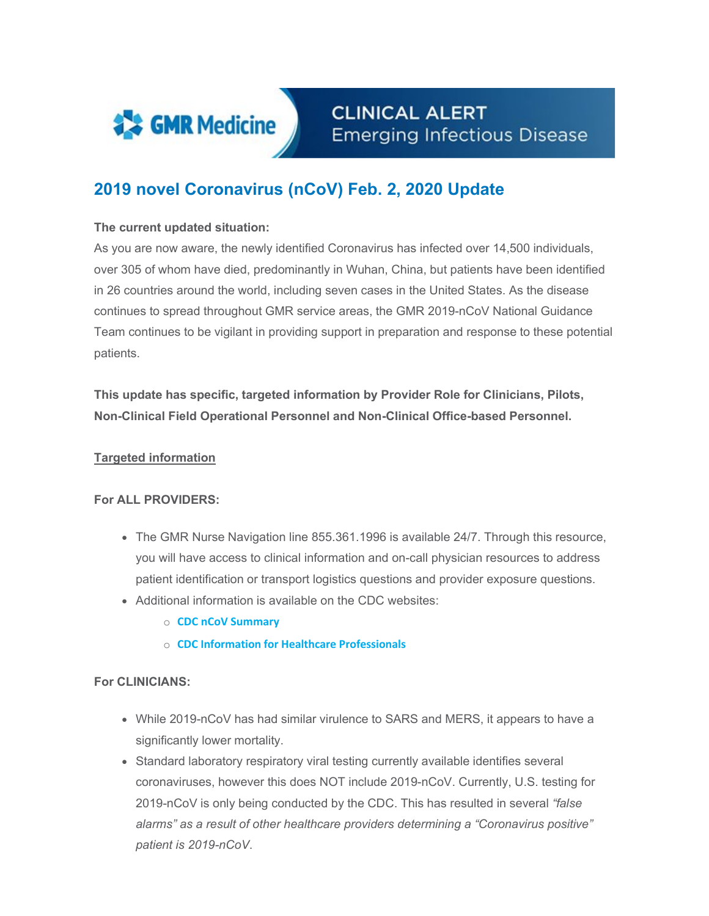**GMR Medicine** — CLINICAL ALERT Emerging Infectious Disease

# 2019 novel Coronavirus (nCoV) Feb. 2, 2020 Update

**The current updated situation:**

As you are now aware, the newly identified Coronavirus has infected over 14,500 individuals, over 305 of whom have died, predominantly in Wuhan, China, but patients have been identified in 26 countries around the world, including seven cases in the United States. As the disease continues to spread throughout GMR service areas, the GMR 2019-nCoV National Guidance Team continues to be vigilant in providing support in preparation and response to these potential patients.

**This update has specific, targeted information by Provider Role for Clinicians, Pilots, Non-Clinical Field Operational Personnel and Non-Clinical Office-based Personnel.**

## Targeted information

**For ALL PROVIDERS:**

- The GMR Nurse Navigation line 855.361.1996 is available 24/7. Through this resource, you will have access to clinical information and on-call physician resources to address patient identification or transport logistics questions and provider exposure questions.
- Additional information is available on the CDC websites:
  - **CDC nCoV Summary**
  - **CDC Information for Healthcare Professionals**

**For CLINICIANS:**

- While 2019-nCoV has had similar virulence to SARS and MERS, it appears to have a significantly lower mortality.
- Standard laboratory respiratory viral testing currently available identifies several coronaviruses, however this does NOT include 2019-nCoV. Currently, U.S. testing for 2019-nCoV is only being conducted by the CDC. This has resulted in several *"false alarms" as a result of other healthcare providers determining a "Coronavirus positive" patient is 2019-nCoV*.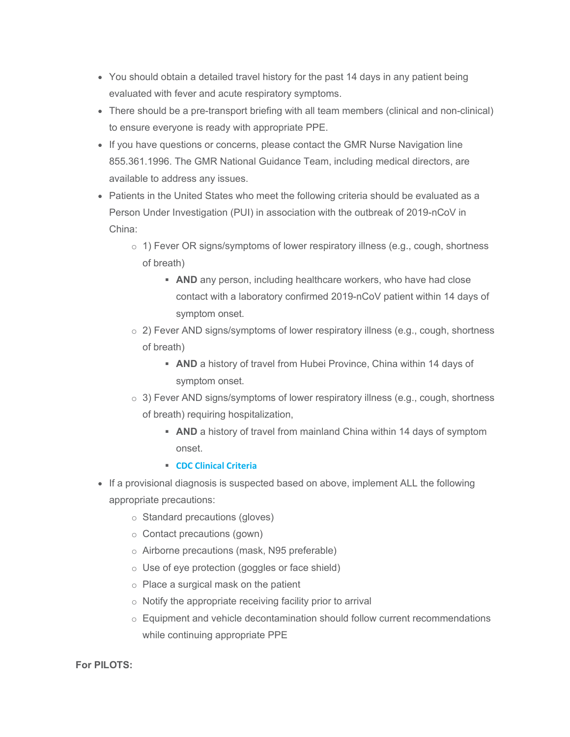- You should obtain a detailed travel history for the past 14 days in any patient being evaluated with fever and acute respiratory symptoms.
- There should be a pre-transport briefing with all team members (clinical and non-clinical) to ensure everyone is ready with appropriate PPE.
- If you have questions or concerns, please contact the GMR Nurse Navigation line 855.361.1996. The GMR National Guidance Team, including medical directors, are available to address any issues.
- Patients in the United States who meet the following criteria should be evaluated as a Person Under Investigation (PUI) in association with the outbreak of 2019-nCoV in China:
  - 1) Fever OR signs/symptoms of lower respiratory illness (e.g., cough, shortness of breath)
    - **AND** any person, including healthcare workers, who have had close contact with a laboratory confirmed 2019-nCoV patient within 14 days of symptom onset.
  - 2) Fever AND signs/symptoms of lower respiratory illness (e.g., cough, shortness of breath)
    - **AND** a history of travel from Hubei Province, China within 14 days of symptom onset.
  - 3) Fever AND signs/symptoms of lower respiratory illness (e.g., cough, shortness of breath) requiring hospitalization,
    - **AND** a history of travel from mainland China within 14 days of symptom onset.
    - **CDC Clinical Criteria**
- If a provisional diagnosis is suspected based on above, implement ALL the following appropriate precautions:
  - Standard precautions (gloves)
  - Contact precautions (gown)
  - Airborne precautions (mask, N95 preferable)
  - Use of eye protection (goggles or face shield)
  - Place a surgical mask on the patient
  - Notify the appropriate receiving facility prior to arrival
  - Equipment and vehicle decontamination should follow current recommendations while continuing appropriate PPE

**For PILOTS:**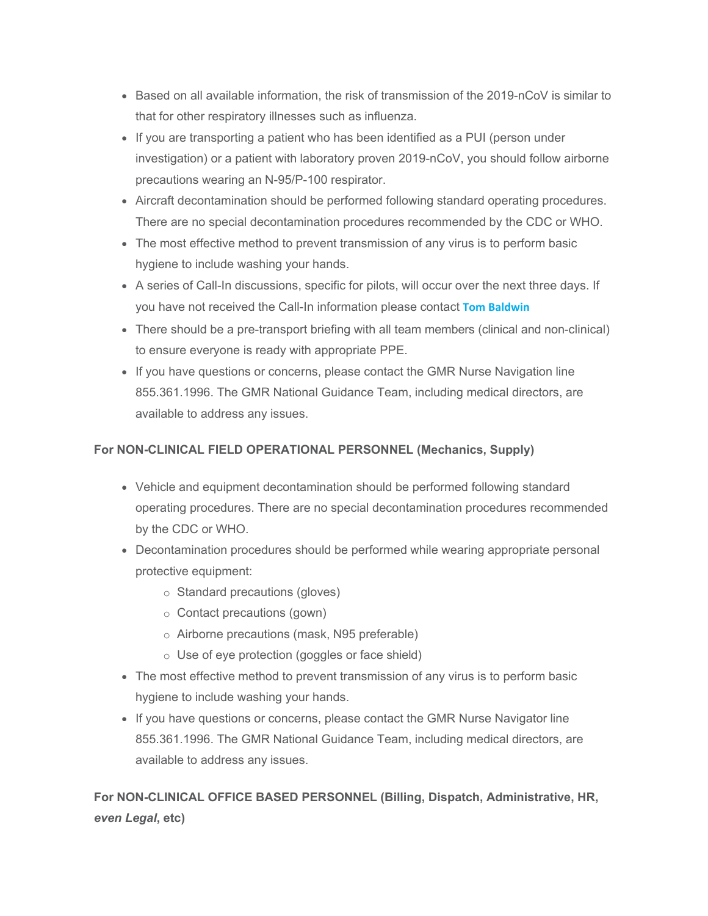- Based on all available information, the risk of transmission of the 2019-nCoV is similar to that for other respiratory illnesses such as influenza.
- If you are transporting a patient who has been identified as a PUI (person under investigation) or a patient with laboratory proven 2019-nCoV, you should follow airborne precautions wearing an N-95/P-100 respirator.
- Aircraft decontamination should be performed following standard operating procedures. There are no special decontamination procedures recommended by the CDC or WHO.
- The most effective method to prevent transmission of any virus is to perform basic hygiene to include washing your hands.
- A series of Call-In discussions, specific for pilots, will occur over the next three days. If you have not received the Call-In information please contact **Tom Baldwin**
- There should be a pre-transport briefing with all team members (clinical and non-clinical) to ensure everyone is ready with appropriate PPE.
- If you have questions or concerns, please contact the GMR Nurse Navigation line 855.361.1996. The GMR National Guidance Team, including medical directors, are available to address any issues.

**For NON-CLINICAL FIELD OPERATIONAL PERSONNEL (Mechanics, Supply)**

- Vehicle and equipment decontamination should be performed following standard operating procedures. There are no special decontamination procedures recommended by the CDC or WHO.
- Decontamination procedures should be performed while wearing appropriate personal protective equipment:
  - Standard precautions (gloves)
  - Contact precautions (gown)
  - Airborne precautions (mask, N95 preferable)
  - Use of eye protection (goggles or face shield)
- The most effective method to prevent transmission of any virus is to perform basic hygiene to include washing your hands.
- If you have questions or concerns, please contact the GMR Nurse Navigator line 855.361.1996. The GMR National Guidance Team, including medical directors, are available to address any issues.

**For NON-CLINICAL OFFICE BASED PERSONNEL (Billing, Dispatch, Administrative, HR, *even Legal*, etc)**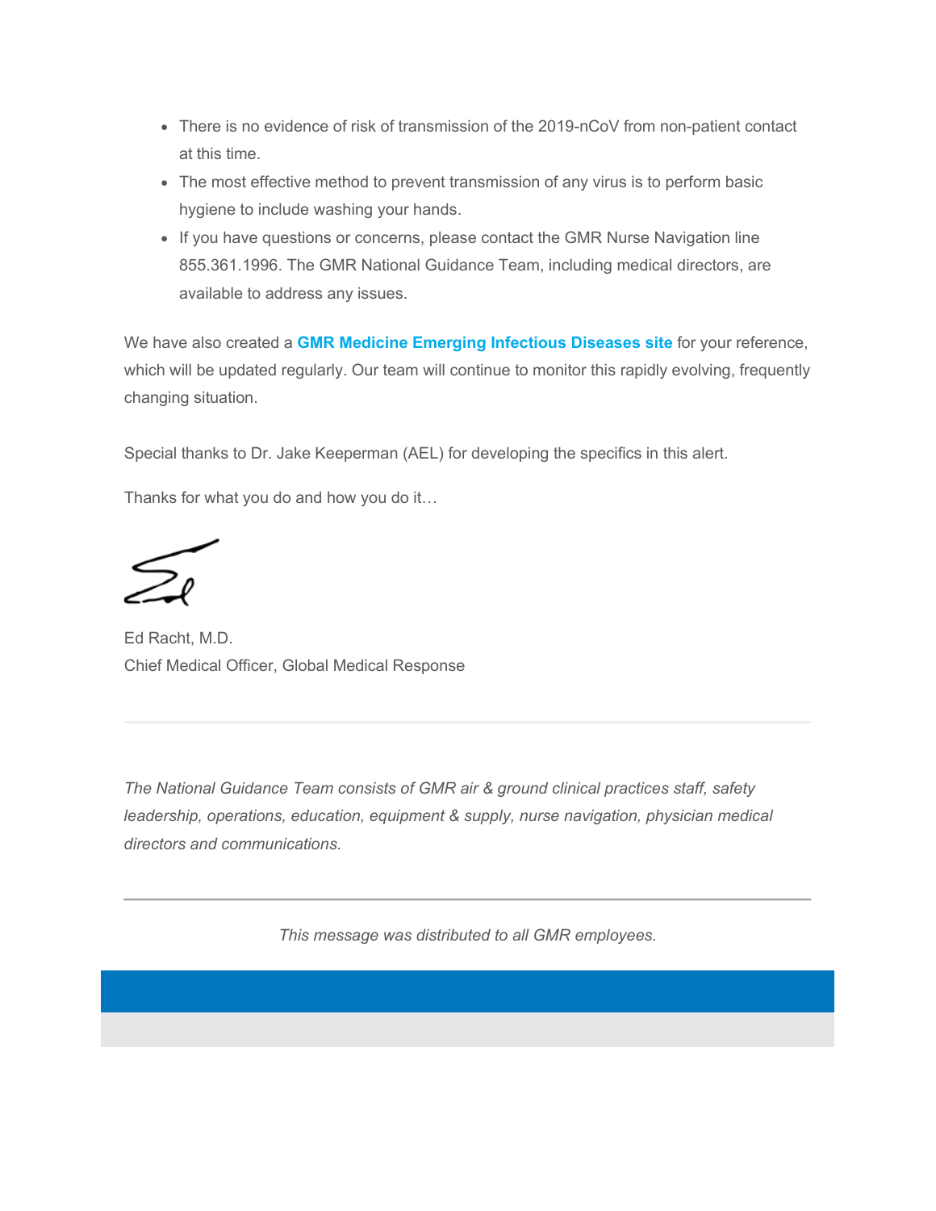- There is no evidence of risk of transmission of the 2019-nCoV from non-patient contact at this time.
- The most effective method to prevent transmission of any virus is to perform basic hygiene to include washing your hands.
- If you have questions or concerns, please contact the GMR Nurse Navigation line 855.361.1996. The GMR National Guidance Team, including medical directors, are available to address any issues.

We have also created a **GMR Medicine Emerging Infectious Diseases site** for your reference, which will be updated regularly. Our team will continue to monitor this rapidly evolving, frequently changing situation.

Special thanks to Dr. Jake Keeperman (AEL) for developing the specifics in this alert.

Thanks for what you do and how you do it…

Ed Racht, M.D.
Chief Medical Officer, Global Medical Response

---

*The National Guidance Team consists of GMR air & ground clinical practices staff, safety leadership, operations, education, equipment & supply, nurse navigation, physician medical directors and communications.*

---

*This message was distributed to all GMR employees.*